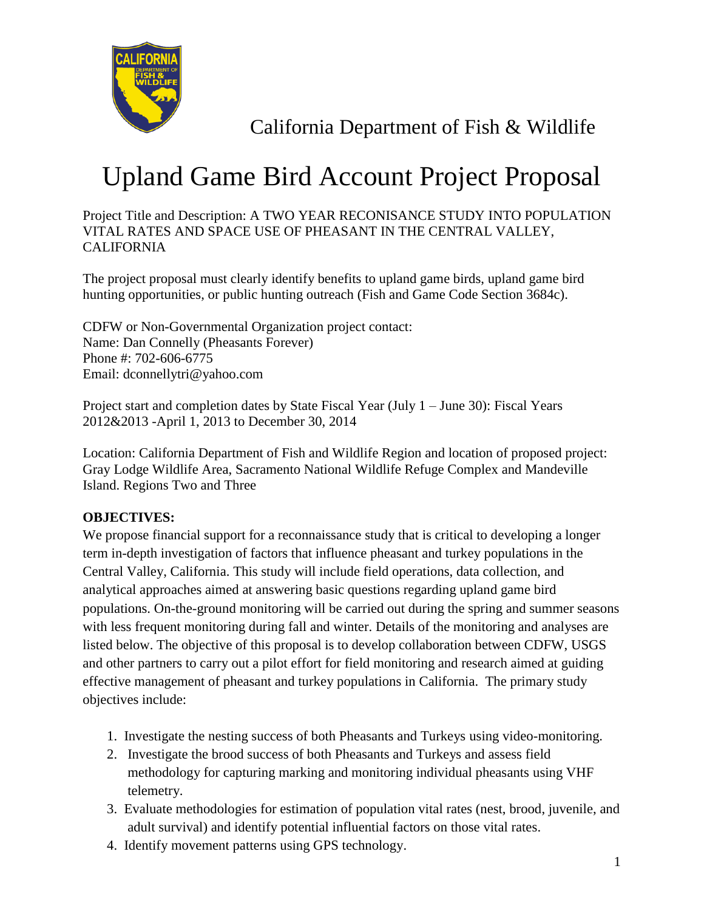California Department of Fish & Wildlife

# Upland Game Bird Account Project Proposal

Project Title and Description: A TWO YEAR RECONISANCE STUDY INTO POPULATION VITAL RATES AND SPACE USE OF PHEASANT IN THE CENTRAL VALLEY, CALIFORNIA

The project proposal must clearly identify benefits to upland game birds, upland game bird hunting opportunities, or public hunting outreach (Fish and Game Code Section 3684c).

CDFW or Non-Governmental Organization project contact:
Name: Dan Connelly (Pheasants Forever)
Phone #: 702-606-6775
Email: dconnellytri@yahoo.com

Project start and completion dates by State Fiscal Year (July 1 – June 30): Fiscal Years 2012&2013 -April 1, 2013 to December 30, 2014

Location: California Department of Fish and Wildlife Region and location of proposed project: Gray Lodge Wildlife Area, Sacramento National Wildlife Refuge Complex and Mandeville Island. Regions Two and Three

**OBJECTIVES:**

We propose financial support for a reconnaissance study that is critical to developing a longer term in-depth investigation of factors that influence pheasant and turkey populations in the Central Valley, California. This study will include field operations, data collection, and analytical approaches aimed at answering basic questions regarding upland game bird populations. On-the-ground monitoring will be carried out during the spring and summer seasons with less frequent monitoring during fall and winter. Details of the monitoring and analyses are listed below. The objective of this proposal is to develop collaboration between CDFW, USGS and other partners to carry out a pilot effort for field monitoring and research aimed at guiding effective management of pheasant and turkey populations in California. The primary study objectives include:

1. Investigate the nesting success of both Pheasants and Turkeys using video-monitoring.
2. Investigate the brood success of both Pheasants and Turkeys and assess field methodology for capturing marking and monitoring individual pheasants using VHF telemetry.
3. Evaluate methodologies for estimation of population vital rates (nest, brood, juvenile, and adult survival) and identify potential influential factors on those vital rates.
4. Identify movement patterns using GPS technology.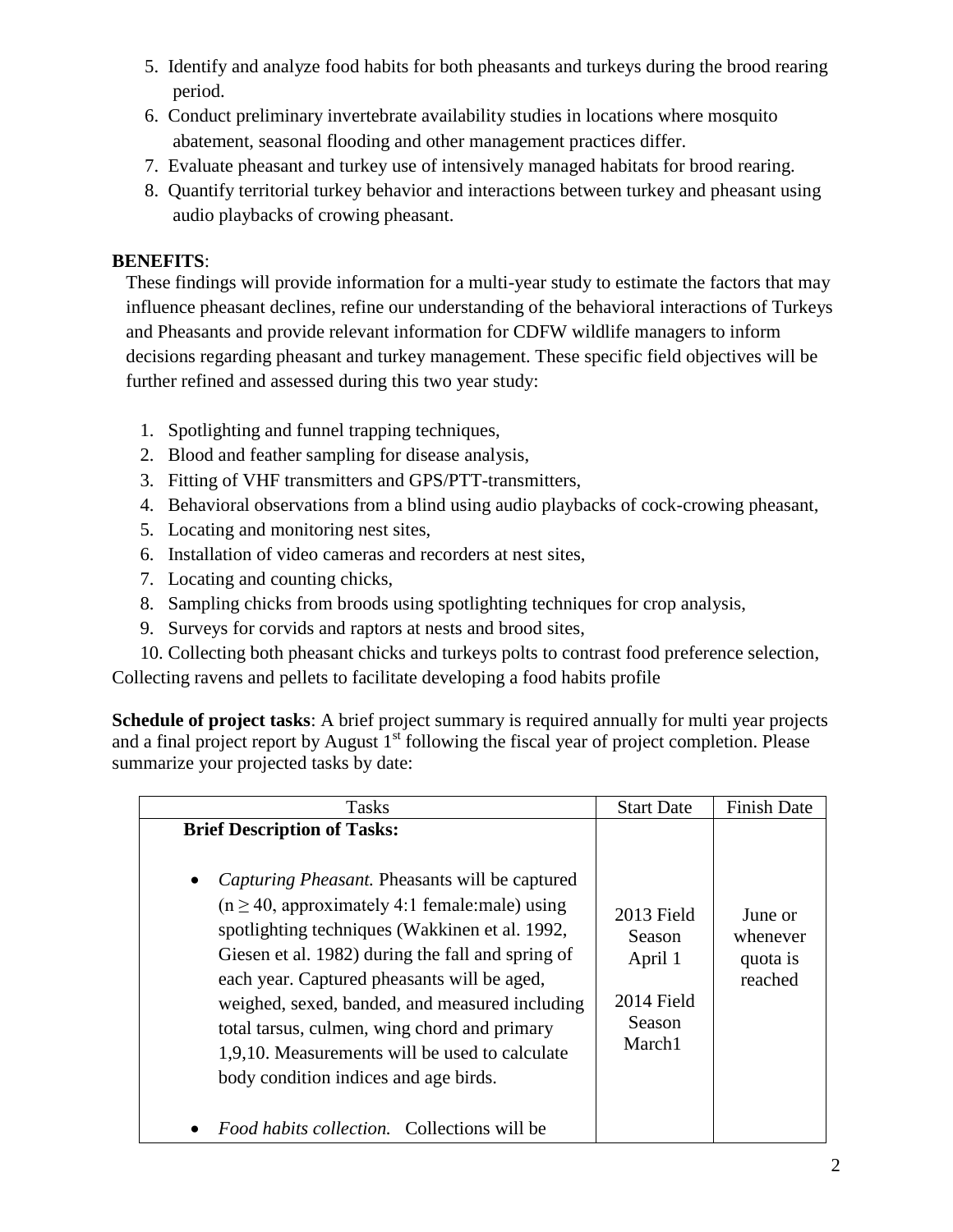5. Identify and analyze food habits for both pheasants and turkeys during the brood rearing period.
6. Conduct preliminary invertebrate availability studies in locations where mosquito abatement, seasonal flooding and other management practices differ.
7. Evaluate pheasant and turkey use of intensively managed habitats for brood rearing.
8. Quantify territorial turkey behavior and interactions between turkey and pheasant using audio playbacks of crowing pheasant.

**BENEFITS**:

These findings will provide information for a multi-year study to estimate the factors that may influence pheasant declines, refine our understanding of the behavioral interactions of Turkeys and Pheasants and provide relevant information for CDFW wildlife managers to inform decisions regarding pheasant and turkey management. These specific field objectives will be further refined and assessed during this two year study:

1. Spotlighting and funnel trapping techniques,
2. Blood and feather sampling for disease analysis,
3. Fitting of VHF transmitters and GPS/PTT-transmitters,
4. Behavioral observations from a blind using audio playbacks of cock-crowing pheasant,
5. Locating and monitoring nest sites,
6. Installation of video cameras and recorders at nest sites,
7. Locating and counting chicks,
8. Sampling chicks from broods using spotlighting techniques for crop analysis,
9. Surveys for corvids and raptors at nests and brood sites,
10. Collecting both pheasant chicks and turkeys polts to contrast food preference selection,

Collecting ravens and pellets to facilitate developing a food habits profile

**Schedule of project tasks**: A brief project summary is required annually for multi year projects and a final project report by August 1st following the fiscal year of project completion. Please summarize your projected tasks by date:

| Tasks | Start Date | Finish Date |
|---|---|---|
| **Brief Description of Tasks:**<br><br>• *Capturing Pheasant.* Pheasants will be captured ($n \geq 40$, approximately 4:1 female:male) using spotlighting techniques (Wakkinen et al. 1992, Giesen et al. 1982) during the fall and spring of each year. Captured pheasants will be aged, weighed, sexed, banded, and measured including total tarsus, culmen, wing chord and primary 1,9,10. Measurements will be used to calculate body condition indices and age birds.<br><br>• *Food habits collection.* Collections will be | 2013 Field Season April 1<br><br>2014 Field Season March1 | June or whenever quota is reached |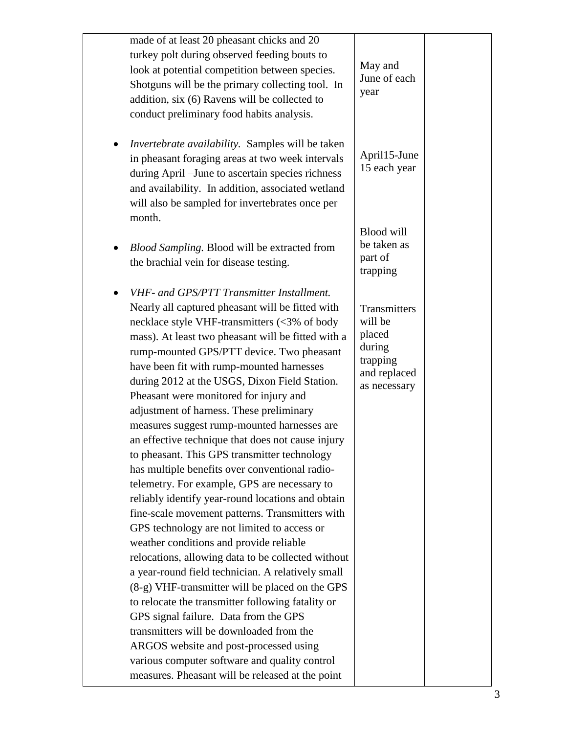| | | |
|---|---|---|
| made of at least 20 pheasant chicks and 20 turkey polt during observed feeding bouts to look at potential competition between species. Shotguns will be the primary collecting tool. In addition, six (6) Ravens will be collected to conduct preliminary food habits analysis. | May and June of each year | |
| • *Invertebrate availability.* Samples will be taken in pheasant foraging areas at two week intervals during April –June to ascertain species richness and availability. In addition, associated wetland will also be sampled for invertebrates once per month. | April15-June 15 each year | |
| • *Blood Sampling.* Blood will be extracted from the brachial vein for disease testing. | Blood will be taken as part of trapping | |
| • *VHF- and GPS/PTT Transmitter Installment.* Nearly all captured pheasant will be fitted with necklace style VHF-transmitters (<3% of body mass). At least two pheasant will be fitted with a rump-mounted GPS/PTT device. Two pheasant have been fit with rump-mounted harnesses during 2012 at the USGS, Dixon Field Station. Pheasant were monitored for injury and adjustment of harness. These preliminary measures suggest rump-mounted harnesses are an effective technique that does not cause injury to pheasant. This GPS transmitter technology has multiple benefits over conventional radio-telemetry. For example, GPS are necessary to reliably identify year-round locations and obtain fine-scale movement patterns. Transmitters with GPS technology are not limited to access or weather conditions and provide reliable relocations, allowing data to be collected without a year-round field technician. A relatively small (8-g) VHF-transmitter will be placed on the GPS to relocate the transmitter following fatality or GPS signal failure. Data from the GPS transmitters will be downloaded from the ARGOS website and post-processed using various computer software and quality control measures. Pheasant will be released at the point | Transmitters will be placed during trapping and replaced as necessary | |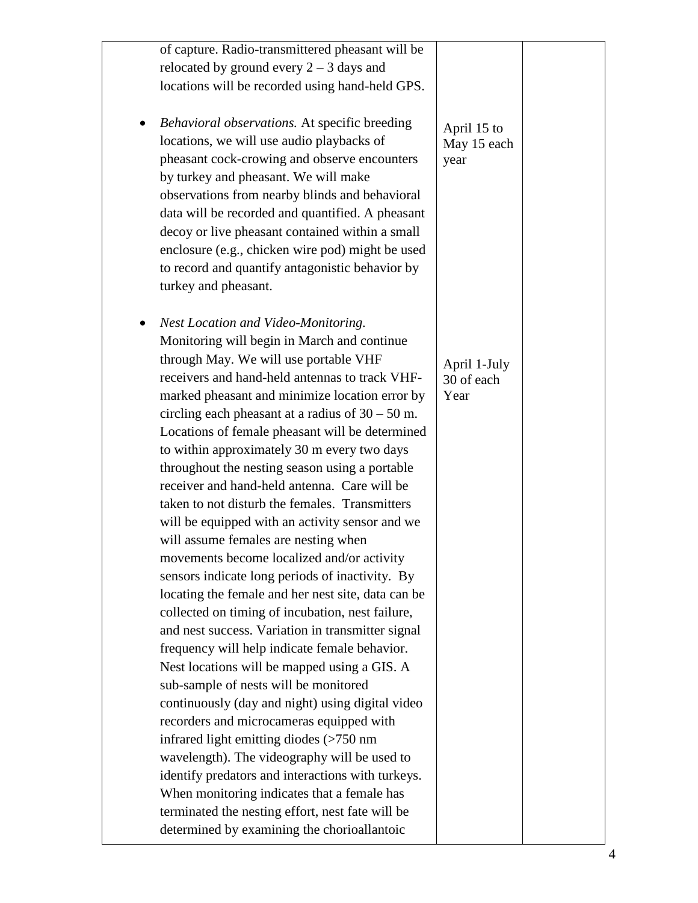| | | |
|---|---|---|
| of capture. Radio-transmittered pheasant will be relocated by ground every 2 – 3 days and locations will be recorded using hand-held GPS. | | |
| • *Behavioral observations.* At specific breeding locations, we will use audio playbacks of pheasant cock-crowing and observe encounters by turkey and pheasant. We will make observations from nearby blinds and behavioral data will be recorded and quantified. A pheasant decoy or live pheasant contained within a small enclosure (e.g., chicken wire pod) might be used to record and quantify antagonistic behavior by turkey and pheasant. | April 15 to May 15 each year | |
| • *Nest Location and Video-Monitoring.* Monitoring will begin in March and continue through May. We will use portable VHF receivers and hand-held antennas to track VHF-marked pheasant and minimize location error by circling each pheasant at a radius of 30 – 50 m. Locations of female pheasant will be determined to within approximately 30 m every two days throughout the nesting season using a portable receiver and hand-held antenna. Care will be taken to not disturb the females. Transmitters will be equipped with an activity sensor and we will assume females are nesting when movements become localized and/or activity sensors indicate long periods of inactivity. By locating the female and her nest site, data can be collected on timing of incubation, nest failure, and nest success. Variation in transmitter signal frequency will help indicate female behavior. Nest locations will be mapped using a GIS. A sub-sample of nests will be monitored continuously (day and night) using digital video recorders and microcameras equipped with infrared light emitting diodes (>750 nm wavelength). The videography will be used to identify predators and interactions with turkeys. When monitoring indicates that a female has terminated the nesting effort, nest fate will be determined by examining the chorioallantoic | April 1-July 30 of each Year | |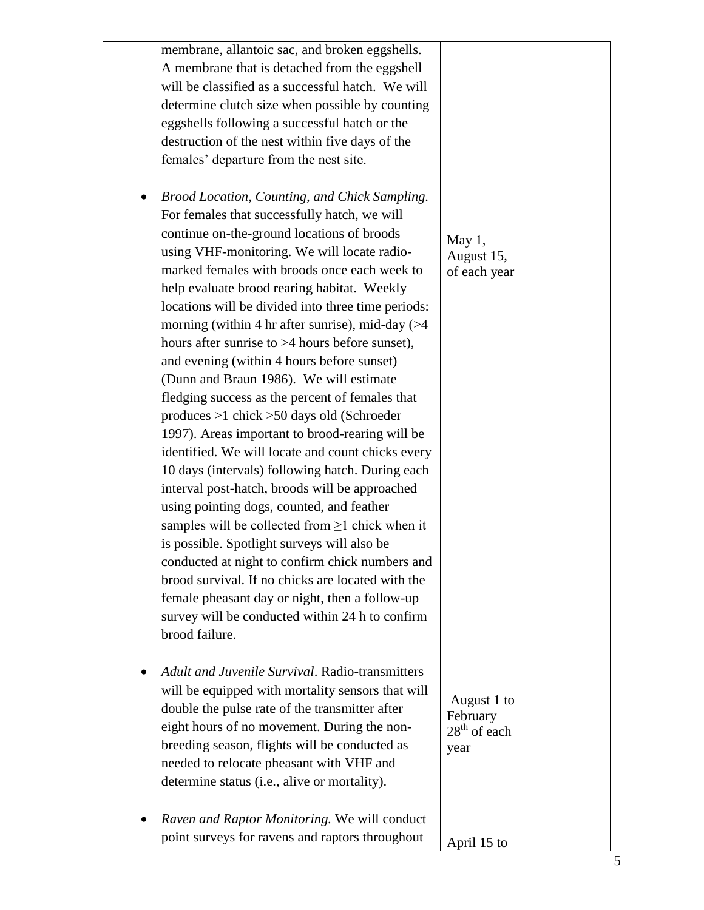| | | |
|---|---|---|
| membrane, allantoic sac, and broken eggshells. A membrane that is detached from the eggshell will be classified as a successful hatch. We will determine clutch size when possible by counting eggshells following a successful hatch or the destruction of the nest within five days of the females' departure from the nest site. | | |
| • *Brood Location, Counting, and Chick Sampling.* For females that successfully hatch, we will continue on-the-ground locations of broods using VHF-monitoring. We will locate radio-marked females with broods once each week to help evaluate brood rearing habitat. Weekly locations will be divided into three time periods: morning (within 4 hr after sunrise), mid-day (>4 hours after sunrise to >4 hours before sunset), and evening (within 4 hours before sunset) (Dunn and Braun 1986). We will estimate fledging success as the percent of females that produces $\geq$1 chick $\geq$50 days old (Schroeder 1997). Areas important to brood-rearing will be identified. We will locate and count chicks every 10 days (intervals) following hatch. During each interval post-hatch, broods will be approached using pointing dogs, counted, and feather samples will be collected from $\geq$1 chick when it is possible. Spotlight surveys will also be conducted at night to confirm chick numbers and brood survival. If no chicks are located with the female pheasant day or night, then a follow-up survey will be conducted within 24 h to confirm brood failure. | May 1, August 15, of each year | |
| • *Adult and Juvenile Survival*. Radio-transmitters will be equipped with mortality sensors that will double the pulse rate of the transmitter after eight hours of no movement. During the non-breeding season, flights will be conducted as needed to relocate pheasant with VHF and determine status (i.e., alive or mortality). | August 1 to February 28th of each year | |
| • *Raven and Raptor Monitoring.* We will conduct point surveys for ravens and raptors throughout | April 15 to | |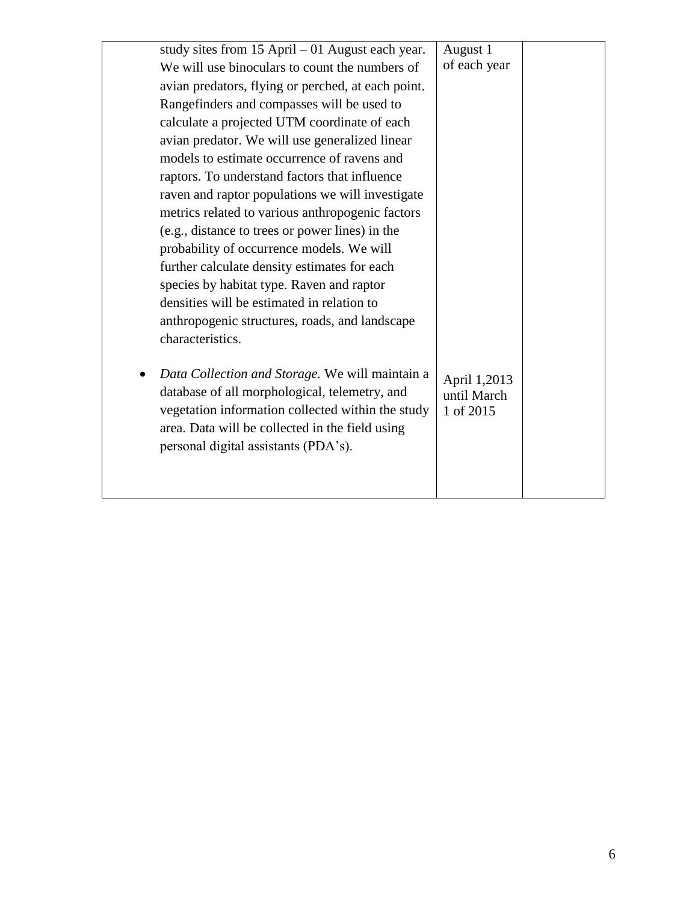| | | |
|---|---|---|
| study sites from 15 April – 01 August each year. We will use binoculars to count the numbers of avian predators, flying or perched, at each point. Rangefinders and compasses will be used to calculate a projected UTM coordinate of each avian predator. We will use generalized linear models to estimate occurrence of ravens and raptors. To understand factors that influence raven and raptor populations we will investigate metrics related to various anthropogenic factors (e.g., distance to trees or power lines) in the probability of occurrence models. We will further calculate density estimates for each species by habitat type. Raven and raptor densities will be estimated in relation to anthropogenic structures, roads, and landscape characteristics. | August 1 of each year | |
| • *Data Collection and Storage.* We will maintain a database of all morphological, telemetry, and vegetation information collected within the study area. Data will be collected in the field using personal digital assistants (PDA's). | April 1,2013 until March 1 of 2015 | |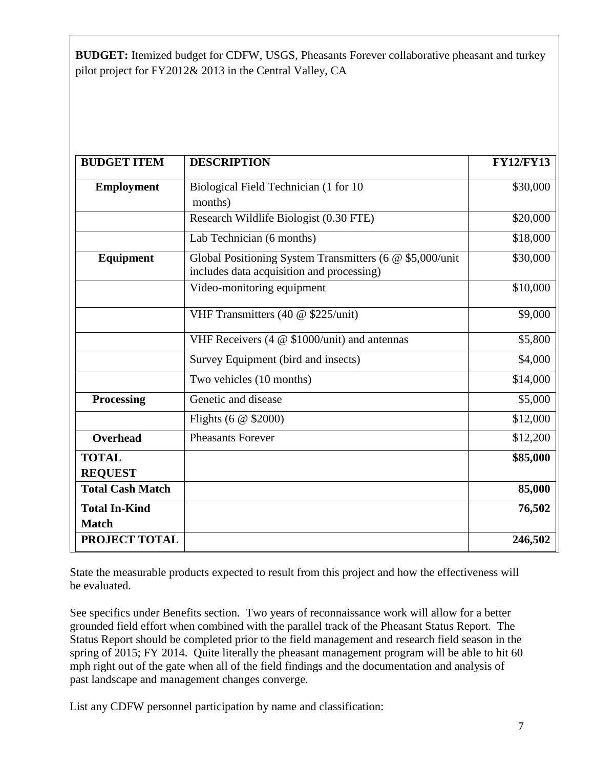**BUDGET:** Itemized budget for CDFW, USGS, Pheasants Forever collaborative pheasant and turkey pilot project for FY2012& 2013 in the Central Valley, CA

| BUDGET ITEM | DESCRIPTION | FY12/FY13 |
|---|---|---|
| **Employment** | Biological Field Technician (1 for 10 months) | $30,000 |
| | Research Wildlife Biologist (0.30 FTE) | $20,000 |
| | Lab Technician (6 months) | $18,000 |
| **Equipment** | Global Positioning System Transmitters (6 @ $5,000/unit includes data acquisition and processing) | $30,000 |
| | Video-monitoring equipment | $10,000 |
| | VHF Transmitters (40 @ $225/unit) | $9,000 |
| | VHF Receivers (4 @ $1000/unit) and antennas | $5,800 |
| | Survey Equipment (bird and insects) | $4,000 |
| | Two vehicles (10 months) | $14,000 |
| **Processing** | Genetic and disease | $5,000 |
| | Flights (6 @ $2000) | $12,000 |
| **Overhead** | Pheasants Forever | $12,200 |
| **TOTAL REQUEST** | | **$85,000** |
| **Total Cash Match** | | **85,000** |
| **Total In-Kind Match** | | **76,502** |
| **PROJECT TOTAL** | | **246,502** |

State the measurable products expected to result from this project and how the effectiveness will be evaluated.

See specifics under Benefits section. Two years of reconnaissance work will allow for a better grounded field effort when combined with the parallel track of the Pheasant Status Report. The Status Report should be completed prior to the field management and research field season in the spring of 2015; FY 2014. Quite literally the pheasant management program will be able to hit 60 mph right out of the gate when all of the field findings and the documentation and analysis of past landscape and management changes converge.

List any CDFW personnel participation by name and classification: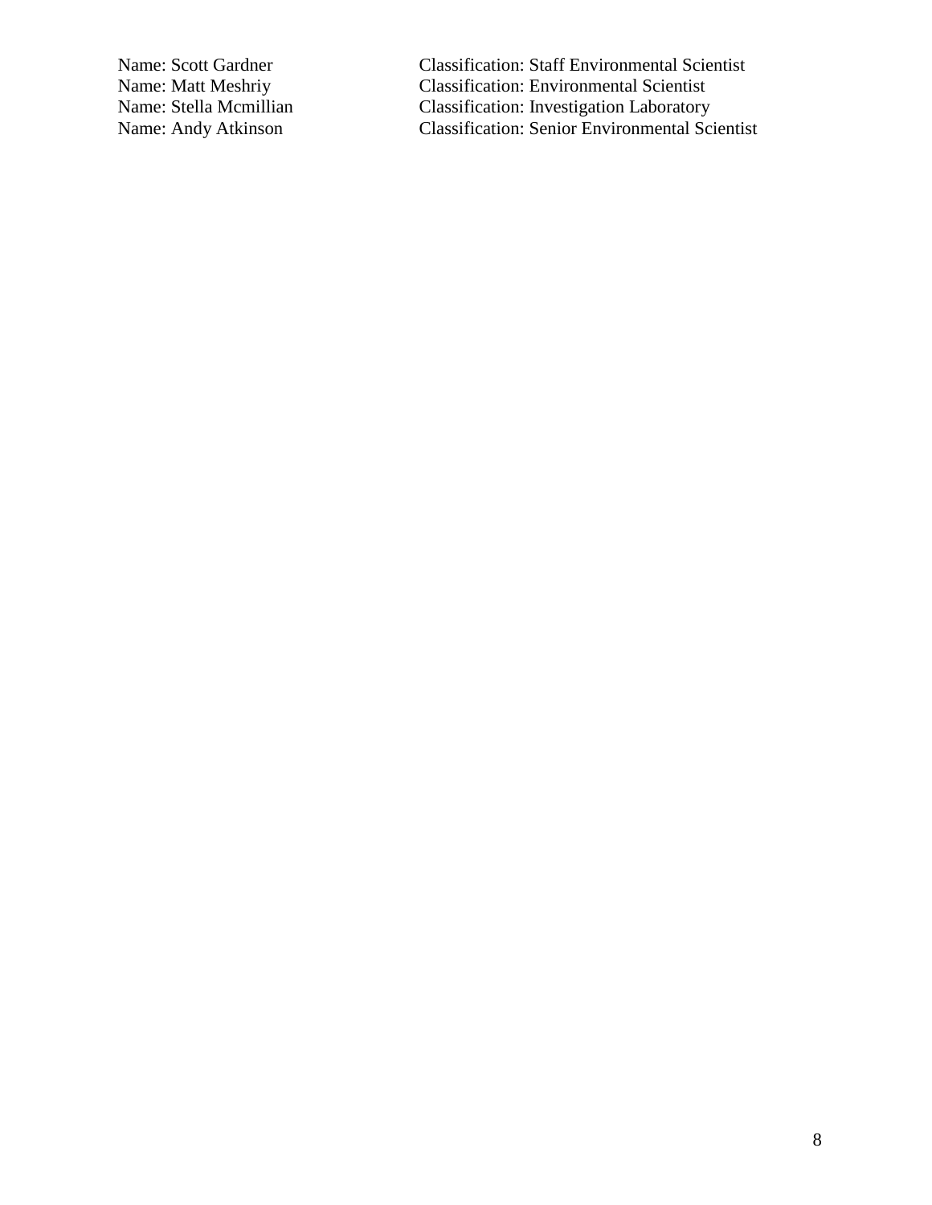Name: Scott Gardner Classification: Staff Environmental Scientist
Name: Matt Meshriy Classification: Environmental Scientist
Name: Stella Mcmillian Classification: Investigation Laboratory
Name: Andy Atkinson Classification: Senior Environmental Scientist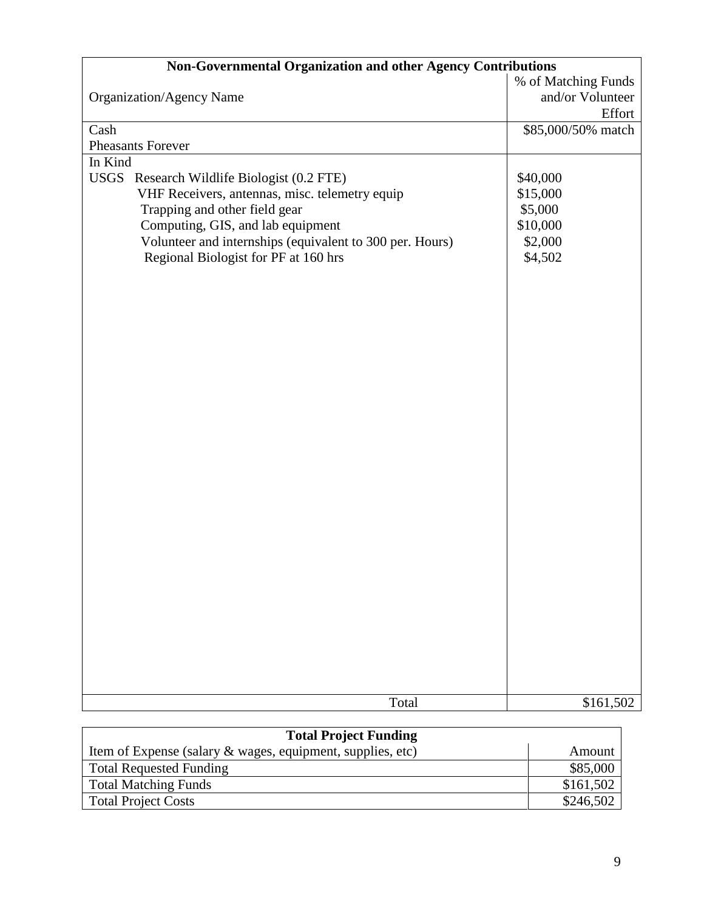| Non-Governmental Organization and other Agency Contributions | |
|---|---|
| Organization/Agency Name | % of Matching Funds and/or Volunteer Effort |
| Cash<br>Pheasants Forever | $85,000/50% match |
| In Kind | |
| USGS Research Wildlife Biologist (0.2 FTE) | $40,000 |
| VHF Receivers, antennas, misc. telemetry equip | $15,000 |
| Trapping and other field gear | $5,000 |
| Computing, GIS, and lab equipment | $10,000 |
| Volunteer and internships (equivalent to 300 per. Hours) | $2,000 |
| Regional Biologist for PF at 160 hrs | $4,502 |
| Total | $161,502 |

| Total Project Funding | |
|---|---|
| Item of Expense (salary & wages, equipment, supplies, etc) | Amount |
| Total Requested Funding | $85,000 |
| Total Matching Funds | $161,502 |
| Total Project Costs | $246,502 |